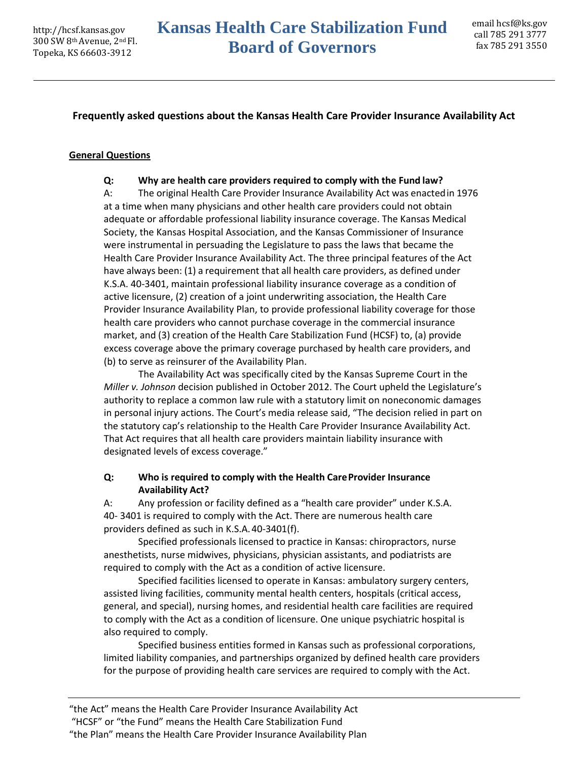http://hcsf.kansas.gov
300 SW 8th Avenue, 2nd Fl.
Topeka, KS 66603-3912

# Kansas Health Care Stabilization Fund Board of Governors

email hcsf@ks.gov
call 785 291 3777
fax 785 291 3550

---

## Frequently asked questions about the Kansas Health Care Provider Insurance Availability Act

### General Questions

**Q: Why are health care providers required to comply with the Fund law?**

A: The original Health Care Provider Insurance Availability Act was enacted in 1976 at a time when many physicians and other health care providers could not obtain adequate or affordable professional liability insurance coverage. The Kansas Medical Society, the Kansas Hospital Association, and the Kansas Commissioner of Insurance were instrumental in persuading the Legislature to pass the laws that became the Health Care Provider Insurance Availability Act. The three principal features of the Act have always been: (1) a requirement that all health care providers, as defined under K.S.A. 40-3401, maintain professional liability insurance coverage as a condition of active licensure, (2) creation of a joint underwriting association, the Health Care Provider Insurance Availability Plan, to provide professional liability coverage for those health care providers who cannot purchase coverage in the commercial insurance market, and (3) creation of the Health Care Stabilization Fund (HCSF) to, (a) provide excess coverage above the primary coverage purchased by health care providers, and (b) to serve as reinsurer of the Availability Plan.

The Availability Act was specifically cited by the Kansas Supreme Court in the *Miller v. Johnson* decision published in October 2012. The Court upheld the Legislature's authority to replace a common law rule with a statutory limit on noneconomic damages in personal injury actions. The Court's media release said, "The decision relied in part on the statutory cap's relationship to the Health Care Provider Insurance Availability Act. That Act requires that all health care providers maintain liability insurance with designated levels of excess coverage."

**Q: Who is required to comply with the Health Care Provider Insurance Availability Act?**

A: Any profession or facility defined as a "health care provider" under K.S.A. 40- 3401 is required to comply with the Act. There are numerous health care providers defined as such in K.S.A. 40-3401(f).

Specified professionals licensed to practice in Kansas: chiropractors, nurse anesthetists, nurse midwives, physicians, physician assistants, and podiatrists are required to comply with the Act as a condition of active licensure.

Specified facilities licensed to operate in Kansas: ambulatory surgery centers, assisted living facilities, community mental health centers, hospitals (critical access, general, and special), nursing homes, and residential health care facilities are required to comply with the Act as a condition of licensure. One unique psychiatric hospital is also required to comply.

Specified business entities formed in Kansas such as professional corporations, limited liability companies, and partnerships organized by defined health care providers for the purpose of providing health care services are required to comply with the Act.

---

"the Act" means the Health Care Provider Insurance Availability Act
"HCSF" or "the Fund" means the Health Care Stabilization Fund
"the Plan" means the Health Care Provider Insurance Availability Plan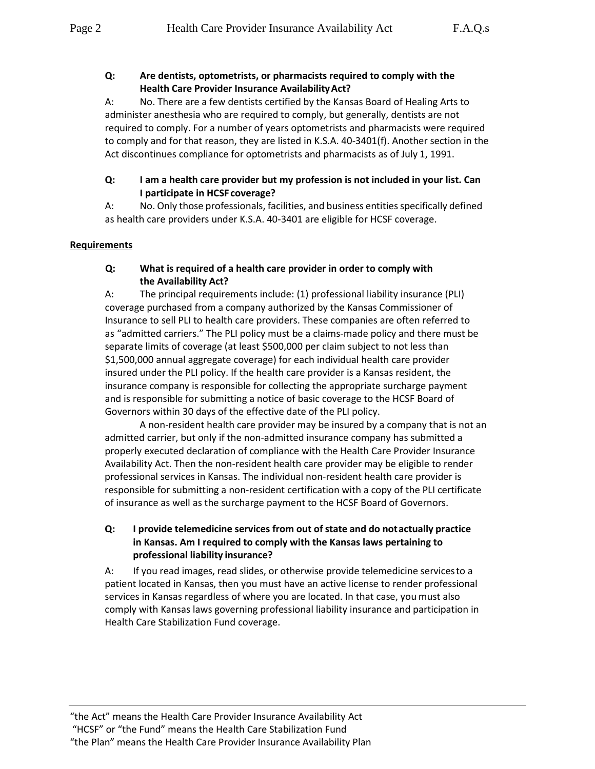**Q: Are dentists, optometrists, or pharmacists required to comply with the Health Care Provider Insurance Availability Act?**

A: No. There are a few dentists certified by the Kansas Board of Healing Arts to administer anesthesia who are required to comply, but generally, dentists are not required to comply. For a number of years optometrists and pharmacists were required to comply and for that reason, they are listed in K.S.A. 40-3401(f). Another section in the Act discontinues compliance for optometrists and pharmacists as of July 1, 1991.

**Q: I am a health care provider but my profession is not included in your list. Can I participate in HCSF coverage?**

A: No. Only those professionals, facilities, and business entities specifically defined as health care providers under K.S.A. 40-3401 are eligible for HCSF coverage.

## Requirements

**Q: What is required of a health care provider in order to comply with the Availability Act?**

A: The principal requirements include: (1) professional liability insurance (PLI) coverage purchased from a company authorized by the Kansas Commissioner of Insurance to sell PLI to health care providers. These companies are often referred to as "admitted carriers." The PLI policy must be a claims-made policy and there must be separate limits of coverage (at least $500,000 per claim subject to not less than $1,500,000 annual aggregate coverage) for each individual health care provider insured under the PLI policy. If the health care provider is a Kansas resident, the insurance company is responsible for collecting the appropriate surcharge payment and is responsible for submitting a notice of basic coverage to the HCSF Board of Governors within 30 days of the effective date of the PLI policy.

A non-resident health care provider may be insured by a company that is not an admitted carrier, but only if the non-admitted insurance company has submitted a properly executed declaration of compliance with the Health Care Provider Insurance Availability Act. Then the non-resident health care provider may be eligible to render professional services in Kansas. The individual non-resident health care provider is responsible for submitting a non-resident certification with a copy of the PLI certificate of insurance as well as the surcharge payment to the HCSF Board of Governors.

**Q: I provide telemedicine services from out of state and do not actually practice in Kansas. Am I required to comply with the Kansas laws pertaining to professional liability insurance?**

A: If you read images, read slides, or otherwise provide telemedicine services to a patient located in Kansas, then you must have an active license to render professional services in Kansas regardless of where you are located. In that case, you must also comply with Kansas laws governing professional liability insurance and participation in Health Care Stabilization Fund coverage.

---

"the Act" means the Health Care Provider Insurance Availability Act
"HCSF" or "the Fund" means the Health Care Stabilization Fund
"the Plan" means the Health Care Provider Insurance Availability Plan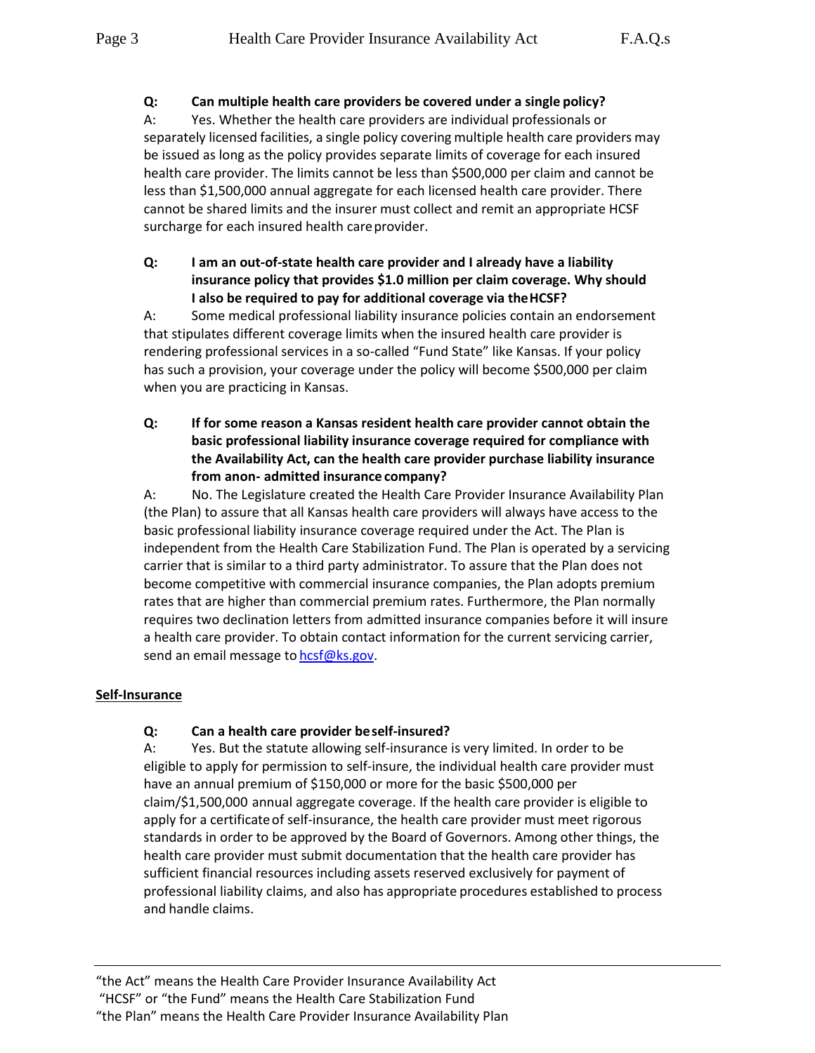**Q: Can multiple health care providers be covered under a single policy?**

A: Yes. Whether the health care providers are individual professionals or separately licensed facilities, a single policy covering multiple health care providers may be issued as long as the policy provides separate limits of coverage for each insured health care provider. The limits cannot be less than $500,000 per claim and cannot be less than $1,500,000 annual aggregate for each licensed health care provider. There cannot be shared limits and the insurer must collect and remit an appropriate HCSF surcharge for each insured health care provider.

**Q: I am an out-of-state health care provider and I already have a liability insurance policy that provides $1.0 million per claim coverage. Why should I also be required to pay for additional coverage via the HCSF?**

A: Some medical professional liability insurance policies contain an endorsement that stipulates different coverage limits when the insured health care provider is rendering professional services in a so-called "Fund State" like Kansas. If your policy has such a provision, your coverage under the policy will become $500,000 per claim when you are practicing in Kansas.

**Q: If for some reason a Kansas resident health care provider cannot obtain the basic professional liability insurance coverage required for compliance with the Availability Act, can the health care provider purchase liability insurance from a non- admitted insurance company?**

A: No. The Legislature created the Health Care Provider Insurance Availability Plan (the Plan) to assure that all Kansas health care providers will always have access to the basic professional liability insurance coverage required under the Act. The Plan is independent from the Health Care Stabilization Fund. The Plan is operated by a servicing carrier that is similar to a third party administrator. To assure that the Plan does not become competitive with commercial insurance companies, the Plan adopts premium rates that are higher than commercial premium rates. Furthermore, the Plan normally requires two declination letters from admitted insurance companies before it will insure a health care provider. To obtain contact information for the current servicing carrier, send an email message to hcsf@ks.gov.

## Self-Insurance

**Q: Can a health care provider be self-insured?**

A: Yes. But the statute allowing self-insurance is very limited. In order to be eligible to apply for permission to self-insure, the individual health care provider must have an annual premium of $150,000 or more for the basic $500,000 per claim/$1,500,000 annual aggregate coverage. If the health care provider is eligible to apply for a certificate of self-insurance, the health care provider must meet rigorous standards in order to be approved by the Board of Governors. Among other things, the health care provider must submit documentation that the health care provider has sufficient financial resources including assets reserved exclusively for payment of professional liability claims, and also has appropriate procedures established to process and handle claims.

---

"the Act" means the Health Care Provider Insurance Availability Act
"HCSF" or "the Fund" means the Health Care Stabilization Fund
"the Plan" means the Health Care Provider Insurance Availability Plan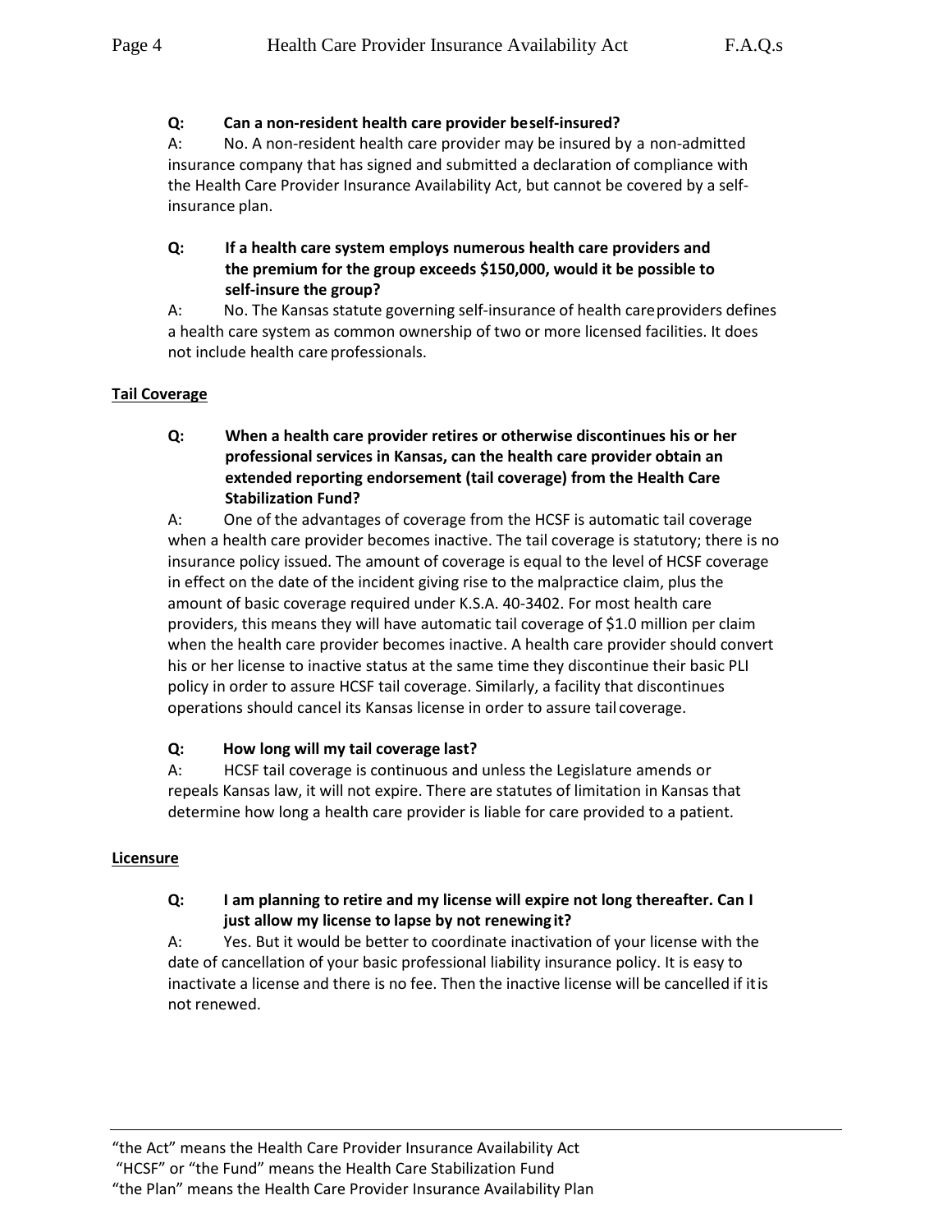**Q: Can a non-resident health care provider be self-insured?**

A: No. A non-resident health care provider may be insured by a non-admitted insurance company that has signed and submitted a declaration of compliance with the Health Care Provider Insurance Availability Act, but cannot be covered by a self-insurance plan.

**Q: If a health care system employs numerous health care providers and the premium for the group exceeds $150,000, would it be possible to self-insure the group?**

A: No. The Kansas statute governing self-insurance of health care providers defines a health care system as common ownership of two or more licensed facilities. It does not include health care professionals.

## Tail Coverage

**Q: When a health care provider retires or otherwise discontinues his or her professional services in Kansas, can the health care provider obtain an extended reporting endorsement (tail coverage) from the Health Care Stabilization Fund?**

A: One of the advantages of coverage from the HCSF is automatic tail coverage when a health care provider becomes inactive. The tail coverage is statutory; there is no insurance policy issued. The amount of coverage is equal to the level of HCSF coverage in effect on the date of the incident giving rise to the malpractice claim, plus the amount of basic coverage required under K.S.A. 40-3402. For most health care providers, this means they will have automatic tail coverage of $1.0 million per claim when the health care provider becomes inactive. A health care provider should convert his or her license to inactive status at the same time they discontinue their basic PLI policy in order to assure HCSF tail coverage. Similarly, a facility that discontinues operations should cancel its Kansas license in order to assure tail coverage.

**Q: How long will my tail coverage last?**

A: HCSF tail coverage is continuous and unless the Legislature amends or repeals Kansas law, it will not expire. There are statutes of limitation in Kansas that determine how long a health care provider is liable for care provided to a patient.

## Licensure

**Q: I am planning to retire and my license will expire not long thereafter. Can I just allow my license to lapse by not renewing it?**

A: Yes. But it would be better to coordinate inactivation of your license with the date of cancellation of your basic professional liability insurance policy. It is easy to inactivate a license and there is no fee. Then the inactive license will be cancelled if it is not renewed.

---

"the Act" means the Health Care Provider Insurance Availability Act
"HCSF" or "the Fund" means the Health Care Stabilization Fund
"the Plan" means the Health Care Provider Insurance Availability Plan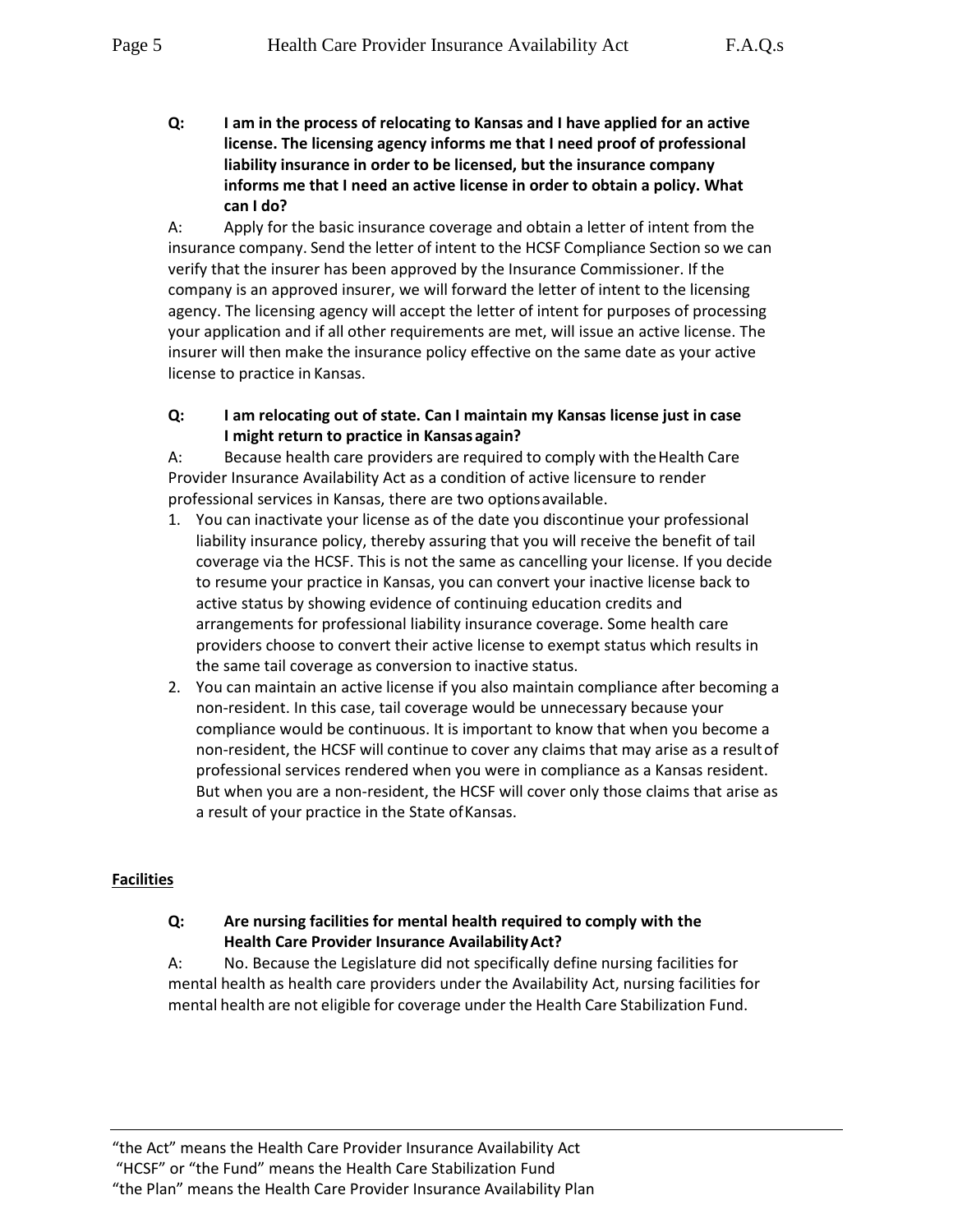**Q: I am in the process of relocating to Kansas and I have applied for an active license. The licensing agency informs me that I need proof of professional liability insurance in order to be licensed, but the insurance company informs me that I need an active license in order to obtain a policy. What can I do?**

A: Apply for the basic insurance coverage and obtain a letter of intent from the insurance company. Send the letter of intent to the HCSF Compliance Section so we can verify that the insurer has been approved by the Insurance Commissioner. If the company is an approved insurer, we will forward the letter of intent to the licensing agency. The licensing agency will accept the letter of intent for purposes of processing your application and if all other requirements are met, will issue an active license. The insurer will then make the insurance policy effective on the same date as your active license to practice in Kansas.

**Q: I am relocating out of state. Can I maintain my Kansas license just in case I might return to practice in Kansas again?**

A: Because health care providers are required to comply with the Health Care Provider Insurance Availability Act as a condition of active licensure to render professional services in Kansas, there are two options available.

1. You can inactivate your license as of the date you discontinue your professional liability insurance policy, thereby assuring that you will receive the benefit of tail coverage via the HCSF. This is not the same as cancelling your license. If you decide to resume your practice in Kansas, you can convert your inactive license back to active status by showing evidence of continuing education credits and arrangements for professional liability insurance coverage. Some health care providers choose to convert their active license to exempt status which results in the same tail coverage as conversion to inactive status.
2. You can maintain an active license if you also maintain compliance after becoming a non-resident. In this case, tail coverage would be unnecessary because your compliance would be continuous. It is important to know that when you become a non-resident, the HCSF will continue to cover any claims that may arise as a result of professional services rendered when you were in compliance as a Kansas resident. But when you are a non-resident, the HCSF will cover only those claims that arise as a result of your practice in the State of Kansas.

## Facilities

**Q: Are nursing facilities for mental health required to comply with the Health Care Provider Insurance Availability Act?**

A: No. Because the Legislature did not specifically define nursing facilities for mental health as health care providers under the Availability Act, nursing facilities for mental health are not eligible for coverage under the Health Care Stabilization Fund.

"the Act" means the Health Care Provider Insurance Availability Act
"HCSF" or "the Fund" means the Health Care Stabilization Fund
"the Plan" means the Health Care Provider Insurance Availability Plan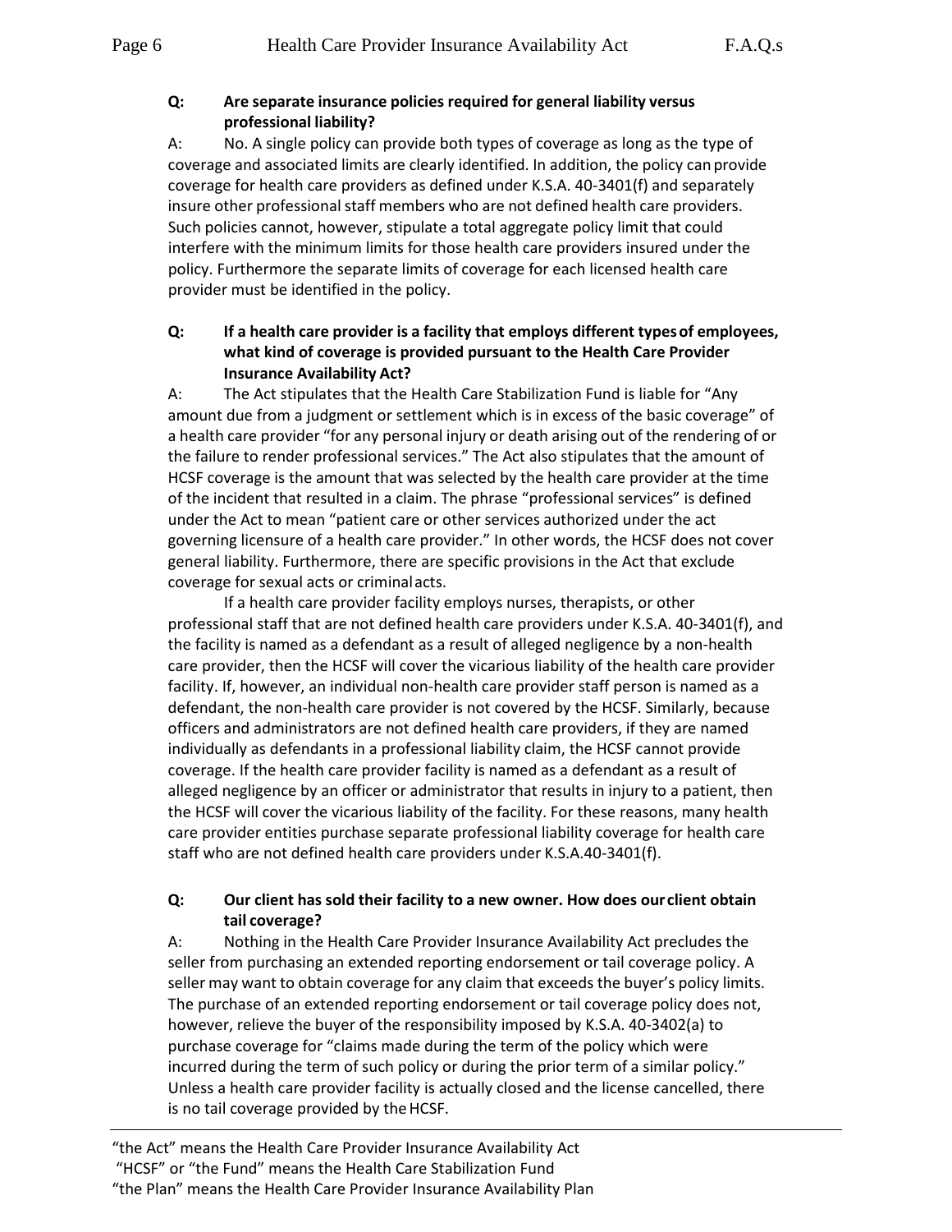**Q: Are separate insurance policies required for general liability versus professional liability?**

A: No. A single policy can provide both types of coverage as long as the type of coverage and associated limits are clearly identified. In addition, the policy can provide coverage for health care providers as defined under K.S.A. 40-3401(f) and separately insure other professional staff members who are not defined health care providers. Such policies cannot, however, stipulate a total aggregate policy limit that could interfere with the minimum limits for those health care providers insured under the policy. Furthermore the separate limits of coverage for each licensed health care provider must be identified in the policy.

**Q: If a health care provider is a facility that employs different types of employees, what kind of coverage is provided pursuant to the Health Care Provider Insurance Availability Act?**

A: The Act stipulates that the Health Care Stabilization Fund is liable for "Any amount due from a judgment or settlement which is in excess of the basic coverage" of a health care provider "for any personal injury or death arising out of the rendering of or the failure to render professional services." The Act also stipulates that the amount of HCSF coverage is the amount that was selected by the health care provider at the time of the incident that resulted in a claim. The phrase "professional services" is defined under the Act to mean "patient care or other services authorized under the act governing licensure of a health care provider." In other words, the HCSF does not cover general liability. Furthermore, there are specific provisions in the Act that exclude coverage for sexual acts or criminal acts.

If a health care provider facility employs nurses, therapists, or other professional staff that are not defined health care providers under K.S.A. 40-3401(f), and the facility is named as a defendant as a result of alleged negligence by a non-health care provider, then the HCSF will cover the vicarious liability of the health care provider facility. If, however, an individual non-health care provider staff person is named as a defendant, the non-health care provider is not covered by the HCSF. Similarly, because officers and administrators are not defined health care providers, if they are named individually as defendants in a professional liability claim, the HCSF cannot provide coverage. If the health care provider facility is named as a defendant as a result of alleged negligence by an officer or administrator that results in injury to a patient, then the HCSF will cover the vicarious liability of the facility. For these reasons, many health care provider entities purchase separate professional liability coverage for health care staff who are not defined health care providers under K.S.A.40-3401(f).

**Q: Our client has sold their facility to a new owner. How does our client obtain tail coverage?**

A: Nothing in the Health Care Provider Insurance Availability Act precludes the seller from purchasing an extended reporting endorsement or tail coverage policy. A seller may want to obtain coverage for any claim that exceeds the buyer's policy limits. The purchase of an extended reporting endorsement or tail coverage policy does not, however, relieve the buyer of the responsibility imposed by K.S.A. 40-3402(a) to purchase coverage for "claims made during the term of the policy which were incurred during the term of such policy or during the prior term of a similar policy." Unless a health care provider facility is actually closed and the license cancelled, there is no tail coverage provided by the HCSF.

---

"the Act" means the Health Care Provider Insurance Availability Act
"HCSF" or "the Fund" means the Health Care Stabilization Fund
"the Plan" means the Health Care Provider Insurance Availability Plan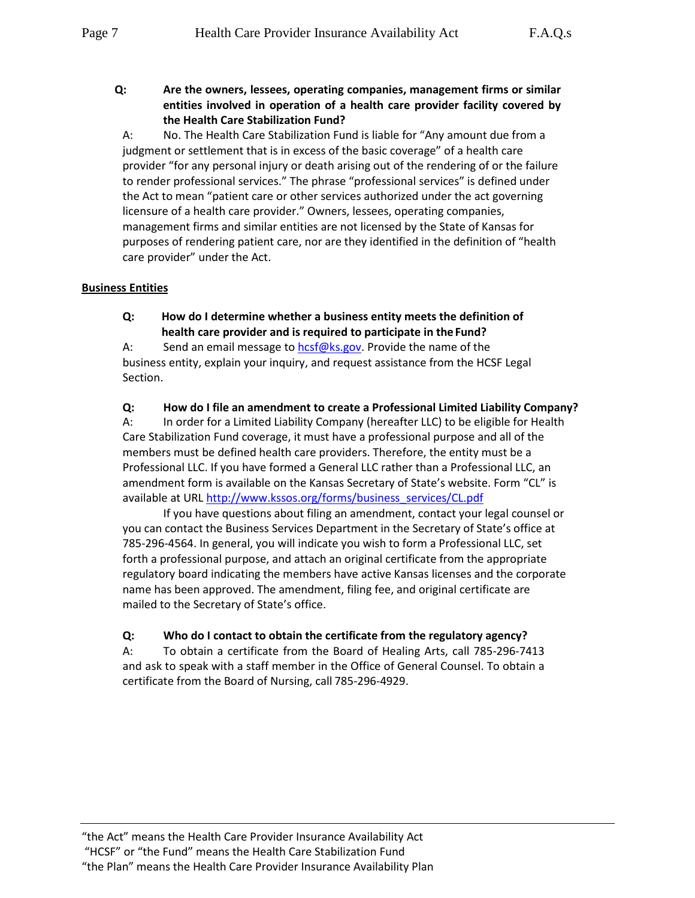**Q: Are the owners, lessees, operating companies, management firms or similar entities involved in operation of a health care provider facility covered by the Health Care Stabilization Fund?**

A: No. The Health Care Stabilization Fund is liable for "Any amount due from a judgment or settlement that is in excess of the basic coverage" of a health care provider "for any personal injury or death arising out of the rendering of or the failure to render professional services." The phrase "professional services" is defined under the Act to mean "patient care or other services authorized under the act governing licensure of a health care provider." Owners, lessees, operating companies, management firms and similar entities are not licensed by the State of Kansas for purposes of rendering patient care, nor are they identified in the definition of "health care provider" under the Act.

## Business Entities

**Q: How do I determine whether a business entity meets the definition of health care provider and is required to participate in the Fund?**

A: Send an email message to [hcsf@ks.gov](mailto:hcsf@ks.gov). Provide the name of the business entity, explain your inquiry, and request assistance from the HCSF Legal Section.

**Q: How do I file an amendment to create a Professional Limited Liability Company?**

A: In order for a Limited Liability Company (hereafter LLC) to be eligible for Health Care Stabilization Fund coverage, it must have a professional purpose and all of the members must be defined health care providers. Therefore, the entity must be a Professional LLC. If you have formed a General LLC rather than a Professional LLC, an amendment form is available on the Kansas Secretary of State's website. Form "CL" is available at URL [http://www.kssos.org/forms/business_services/CL.pdf](http://www.kssos.org/forms/business_services/CL.pdf)

If you have questions about filing an amendment, contact your legal counsel or you can contact the Business Services Department in the Secretary of State's office at 785-296-4564. In general, you will indicate you wish to form a Professional LLC, set forth a professional purpose, and attach an original certificate from the appropriate regulatory board indicating the members have active Kansas licenses and the corporate name has been approved. The amendment, filing fee, and original certificate are mailed to the Secretary of State's office.

**Q: Who do I contact to obtain the certificate from the regulatory agency?**

A: To obtain a certificate from the Board of Healing Arts, call 785-296-7413 and ask to speak with a staff member in the Office of General Counsel. To obtain a certificate from the Board of Nursing, call 785-296-4929.

---

"the Act" means the Health Care Provider Insurance Availability Act
"HCSF" or "the Fund" means the Health Care Stabilization Fund
"the Plan" means the Health Care Provider Insurance Availability Plan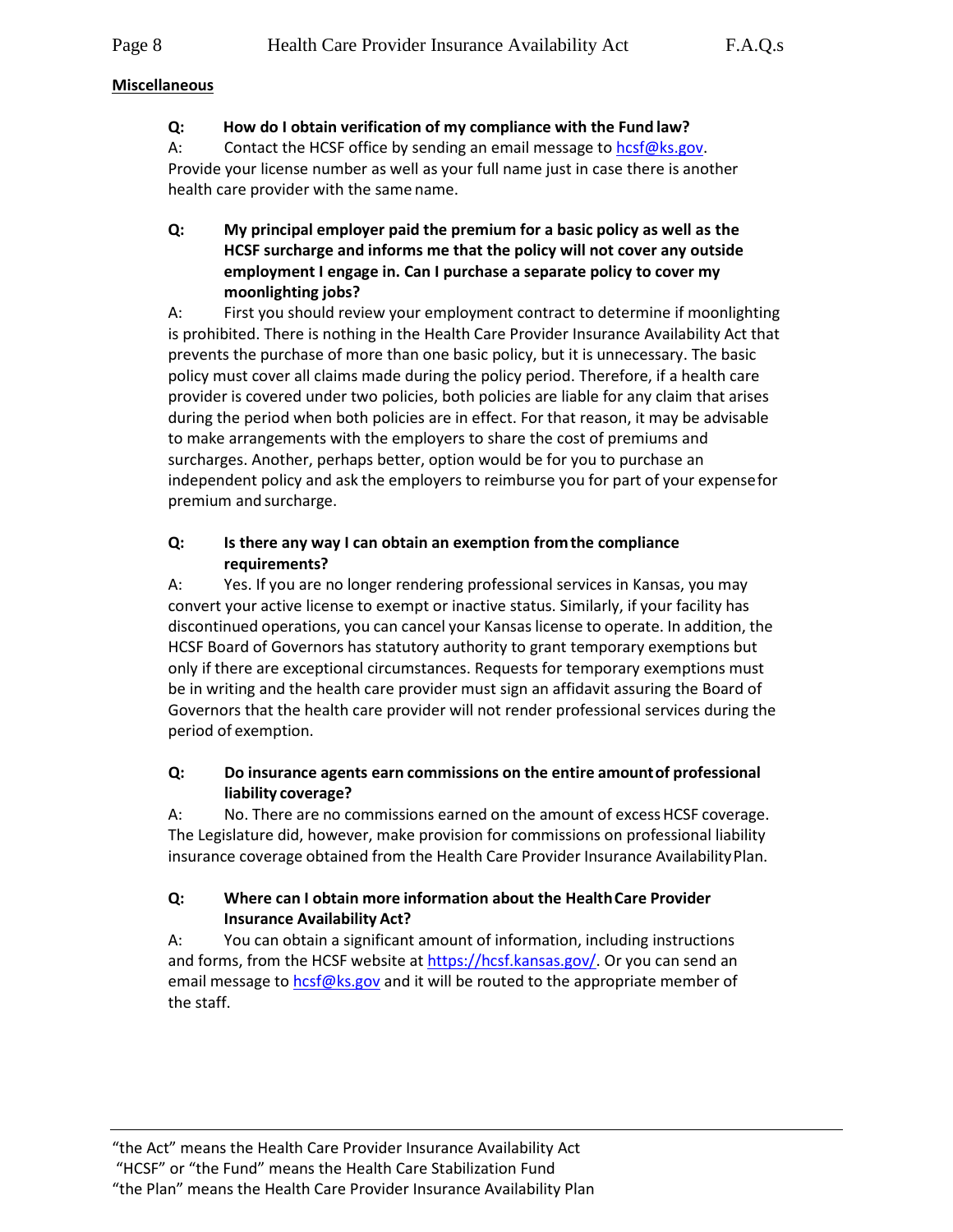**Miscellaneous**

**Q: How do I obtain verification of my compliance with the Fund law?**

A: Contact the HCSF office by sending an email message to hcsf@ks.gov. Provide your license number as well as your full name just in case there is another health care provider with the same name.

**Q: My principal employer paid the premium for a basic policy as well as the HCSF surcharge and informs me that the policy will not cover any outside employment I engage in. Can I purchase a separate policy to cover my moonlighting jobs?**

A: First you should review your employment contract to determine if moonlighting is prohibited. There is nothing in the Health Care Provider Insurance Availability Act that prevents the purchase of more than one basic policy, but it is unnecessary. The basic policy must cover all claims made during the policy period. Therefore, if a health care provider is covered under two policies, both policies are liable for any claim that arises during the period when both policies are in effect. For that reason, it may be advisable to make arrangements with the employers to share the cost of premiums and surcharges. Another, perhaps better, option would be for you to purchase an independent policy and ask the employers to reimburse you for part of your expense for premium and surcharge.

**Q: Is there any way I can obtain an exemption from the compliance requirements?**

A: Yes. If you are no longer rendering professional services in Kansas, you may convert your active license to exempt or inactive status. Similarly, if your facility has discontinued operations, you can cancel your Kansas license to operate. In addition, the HCSF Board of Governors has statutory authority to grant temporary exemptions but only if there are exceptional circumstances. Requests for temporary exemptions must be in writing and the health care provider must sign an affidavit assuring the Board of Governors that the health care provider will not render professional services during the period of exemption.

**Q: Do insurance agents earn commissions on the entire amount of professional liability coverage?**

A: No. There are no commissions earned on the amount of excess HCSF coverage. The Legislature did, however, make provision for commissions on professional liability insurance coverage obtained from the Health Care Provider Insurance Availability Plan.

**Q: Where can I obtain more information about the Health Care Provider Insurance Availability Act?**

A: You can obtain a significant amount of information, including instructions and forms, from the HCSF website at https://hcsf.kansas.gov/. Or you can send an email message to hcsf@ks.gov and it will be routed to the appropriate member of the staff.

---

"the Act" means the Health Care Provider Insurance Availability Act
"HCSF" or "the Fund" means the Health Care Stabilization Fund
"the Plan" means the Health Care Provider Insurance Availability Plan